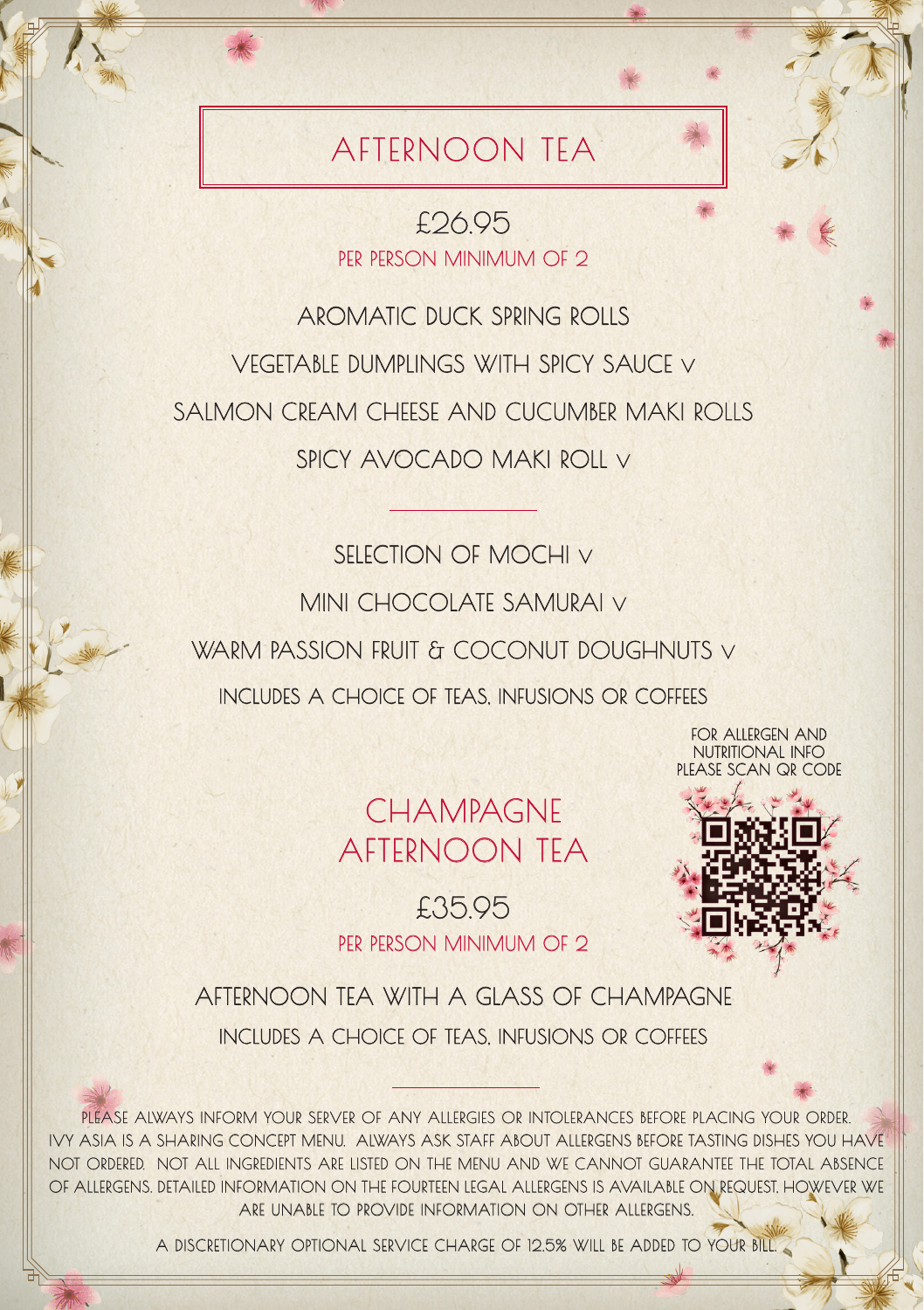# AFTERNOON TEA

£26.95

PER PERSON MINIMUM OF 2

AROMATIC DUCK SPRING ROLLS

VEGETABLE DUMPLINGS WITH SPICY SAUCE v

SALMON CREAM CHEESE AND CUCUMBER MAKI ROLLS

SPICY AVOCADO MAKI ROLL v

---

SELECTION OF MOCHI v

MINI CHOCOLATE SAMURAI v

WARM PASSION FRUIT & COCONUT DOUGHNUTS v

INCLUDES A CHOICE OF TEAS, INFUSIONS OR COFFEES

FOR ALLERGEN AND NUTRITIONAL INFO PLEASE SCAN QR CODE

# CHAMPAGNE AFTERNOON TEA

£35.95

PER PERSON MINIMUM OF 2

AFTERNOON TEA WITH A GLASS OF CHAMPAGNE

INCLUDES A CHOICE OF TEAS, INFUSIONS OR COFFEES

---

PLEASE ALWAYS INFORM YOUR SERVER OF ANY ALLERGIES OR INTOLERANCES BEFORE PLACING YOUR ORDER. IVY ASIA IS A SHARING CONCEPT MENU. ALWAYS ASK STAFF ABOUT ALLERGENS BEFORE TASTING DISHES YOU HAVE NOT ORDERED. NOT ALL INGREDIENTS ARE LISTED ON THE MENU AND WE CANNOT GUARANTEE THE TOTAL ABSENCE OF ALLERGENS. DETAILED INFORMATION ON THE FOURTEEN LEGAL ALLERGENS IS AVAILABLE ON REQUEST, HOWEVER WE ARE UNABLE TO PROVIDE INFORMATION ON OTHER ALLERGENS.

A DISCRETIONARY OPTIONAL SERVICE CHARGE OF 12.5% WILL BE ADDED TO YOUR BILL.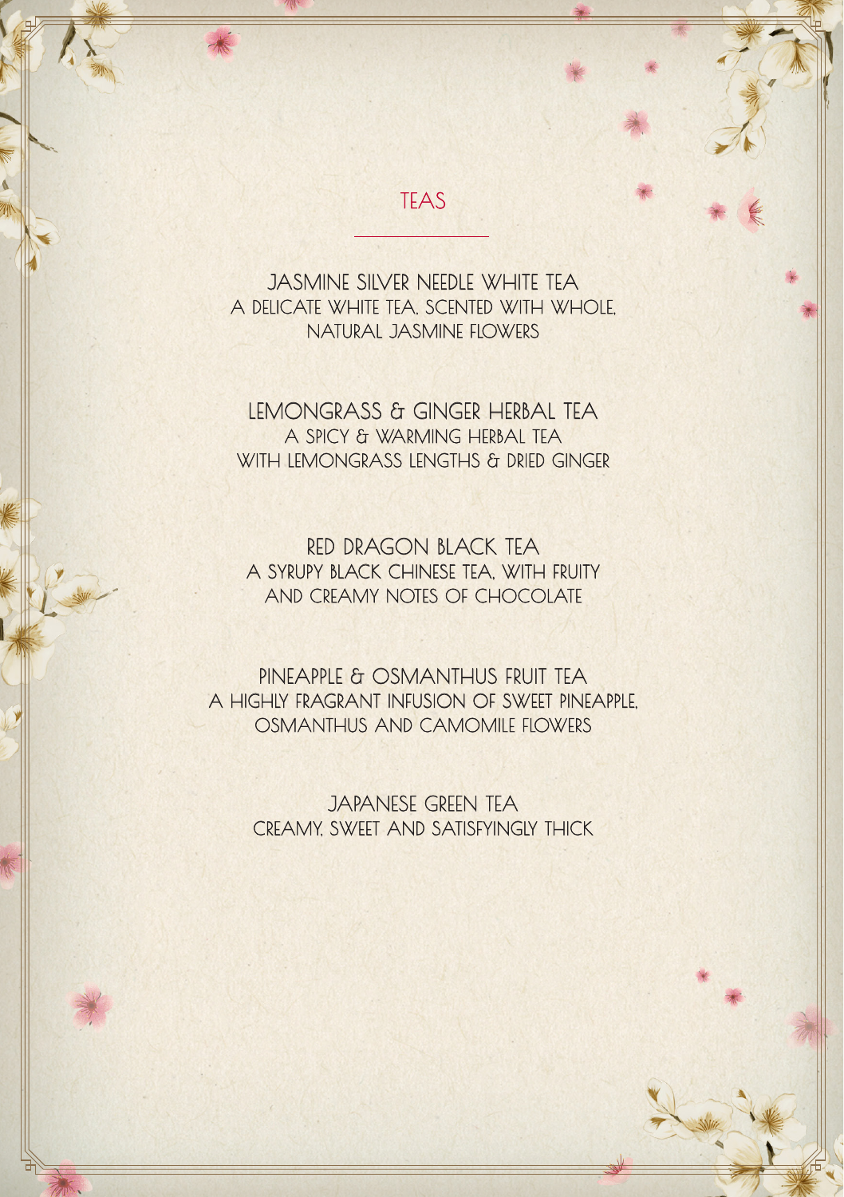# TEAS

**JASMINE SILVER NEEDLE WHITE TEA**
A DELICATE WHITE TEA, SCENTED WITH WHOLE, NATURAL JASMINE FLOWERS

**LEMONGRASS & GINGER HERBAL TEA**
A SPICY & WARMING HERBAL TEA WITH LEMONGRASS LENGTHS & DRIED GINGER

**RED DRAGON BLACK TEA**
A SYRUPY BLACK CHINESE TEA, WITH FRUITY AND CREAMY NOTES OF CHOCOLATE

**PINEAPPLE & OSMANTHUS FRUIT TEA**
A HIGHLY FRAGRANT INFUSION OF SWEET PINEAPPLE, OSMANTHUS AND CAMOMILE FLOWERS

**JAPANESE GREEN TEA**
CREAMY, SWEET AND SATISFYINGLY THICK